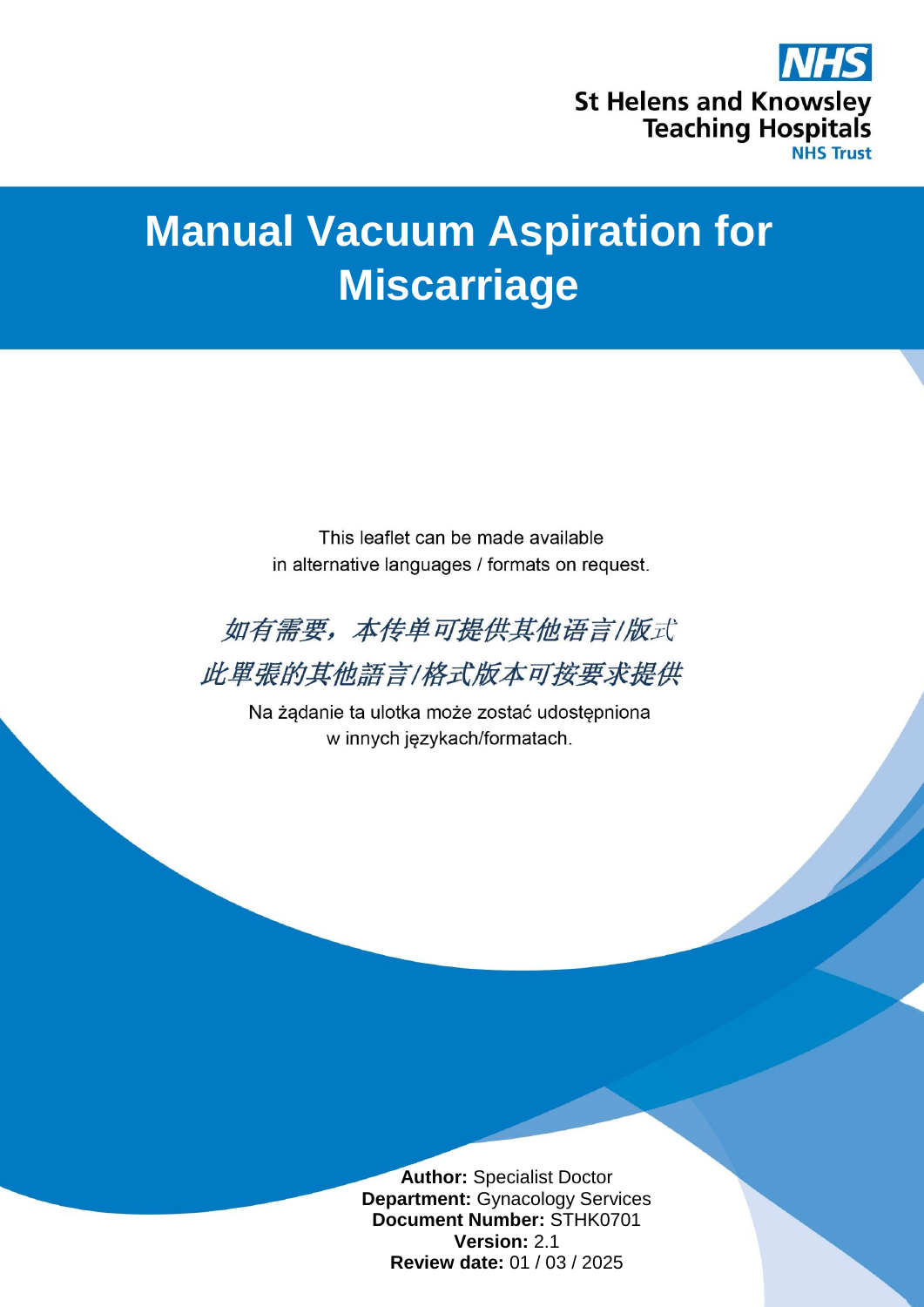St Helens and Knowsley Teaching Hospitals NHS Trust

# Manual Vacuum Aspiration for Miscarriage

This leaflet can be made available in alternative languages / formats on request.

*如有需要，本传单可提供其他语言/版式*

*此單張的其他語言/格式版本可按要求提供*

Na żądanie ta ulotka może zostać udostępniona w innych językach/formatach.

**Author:** Specialist Doctor
**Department:** Gynacology Services
**Document Number:** STHK0701
**Version:** 2.1
**Review date:** 01 / 03 / 2025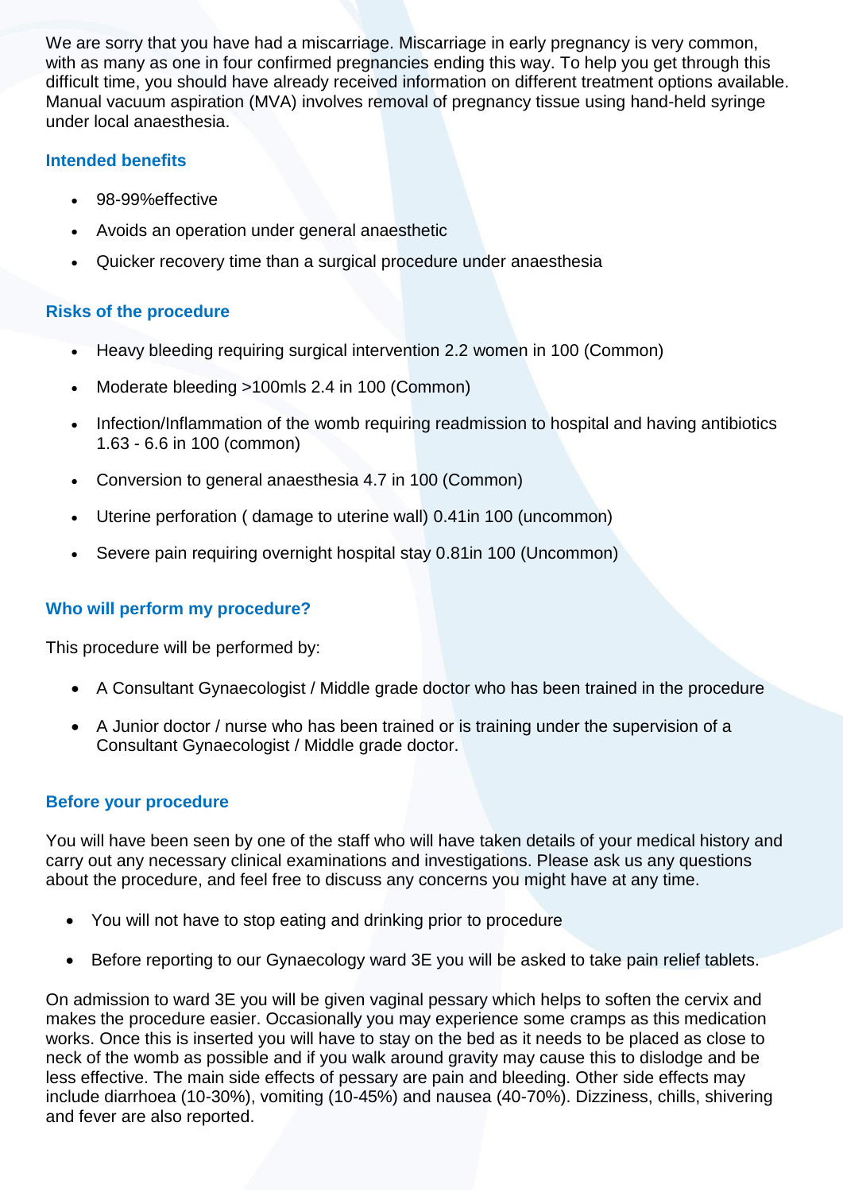We are sorry that you have had a miscarriage. Miscarriage in early pregnancy is very common, with as many as one in four confirmed pregnancies ending this way. To help you get through this difficult time, you should have already received information on different treatment options available. Manual vacuum aspiration (MVA) involves removal of pregnancy tissue using hand-held syringe under local anaesthesia.

### Intended benefits

- 98-99%effective
- Avoids an operation under general anaesthetic
- Quicker recovery time than a surgical procedure under anaesthesia

### Risks of the procedure

- Heavy bleeding requiring surgical intervention 2.2 women in 100 (Common)
- Moderate bleeding >100mls 2.4 in 100 (Common)
- Infection/Inflammation of the womb requiring readmission to hospital and having antibiotics 1.63 - 6.6 in 100 (common)
- Conversion to general anaesthesia 4.7 in 100 (Common)
- Uterine perforation ( damage to uterine wall) 0.41in 100 (uncommon)
- Severe pain requiring overnight hospital stay 0.81in 100 (Uncommon)

### Who will perform my procedure?

This procedure will be performed by:

- A Consultant Gynaecologist / Middle grade doctor who has been trained in the procedure
- A Junior doctor / nurse who has been trained or is training under the supervision of a Consultant Gynaecologist / Middle grade doctor.

### Before your procedure

You will have been seen by one of the staff who will have taken details of your medical history and carry out any necessary clinical examinations and investigations. Please ask us any questions about the procedure, and feel free to discuss any concerns you might have at any time.

- You will not have to stop eating and drinking prior to procedure
- Before reporting to our Gynaecology ward 3E you will be asked to take pain relief tablets.

On admission to ward 3E you will be given vaginal pessary which helps to soften the cervix and makes the procedure easier. Occasionally you may experience some cramps as this medication works. Once this is inserted you will have to stay on the bed as it needs to be placed as close to neck of the womb as possible and if you walk around gravity may cause this to dislodge and be less effective. The main side effects of pessary are pain and bleeding. Other side effects may include diarrhoea (10-30%), vomiting (10-45%) and nausea (40-70%). Dizziness, chills, shivering and fever are also reported.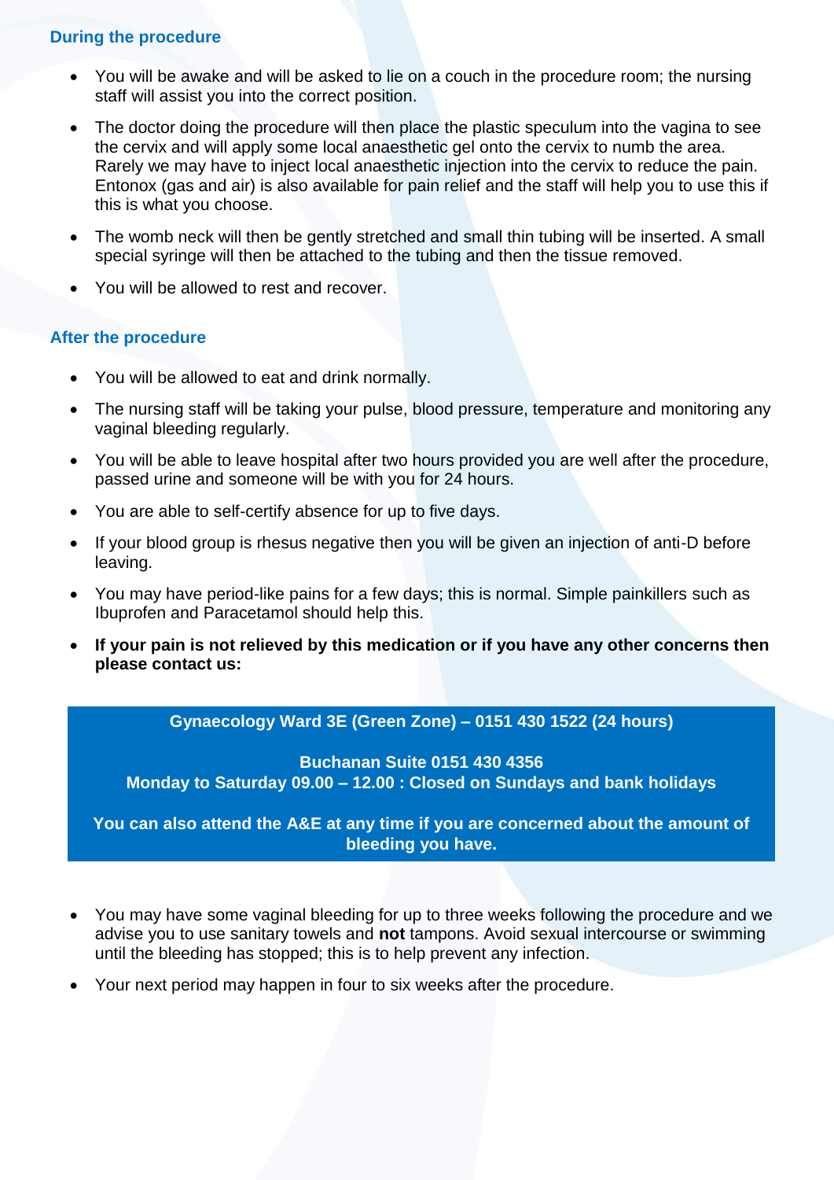## During the procedure

- You will be awake and will be asked to lie on a couch in the procedure room; the nursing staff will assist you into the correct position.
- The doctor doing the procedure will then place the plastic speculum into the vagina to see the cervix and will apply some local anaesthetic gel onto the cervix to numb the area. Rarely we may have to inject local anaesthetic injection into the cervix to reduce the pain. Entonox (gas and air) is also available for pain relief and the staff will help you to use this if this is what you choose.
- The womb neck will then be gently stretched and small thin tubing will be inserted. A small special syringe will then be attached to the tubing and then the tissue removed.
- You will be allowed to rest and recover.

## After the procedure

- You will be allowed to eat and drink normally.
- The nursing staff will be taking your pulse, blood pressure, temperature and monitoring any vaginal bleeding regularly.
- You will be able to leave hospital after two hours provided you are well after the procedure, passed urine and someone will be with you for 24 hours.
- You are able to self-certify absence for up to five days.
- If your blood group is rhesus negative then you will be given an injection of anti-D before leaving.
- You may have period-like pains for a few days; this is normal. Simple painkillers such as Ibuprofen and Paracetamol should help this.
- **If your pain is not relieved by this medication or if you have any other concerns then please contact us:**

**Gynaecology Ward 3E (Green Zone) – 0151 430 1522 (24 hours)**

**Buchanan Suite 0151 430 4356**
**Monday to Saturday 09.00 – 12.00 : Closed on Sundays and bank holidays**

**You can also attend the A&E at any time if you are concerned about the amount of bleeding you have.**

- You may have some vaginal bleeding for up to three weeks following the procedure and we advise you to use sanitary towels and **not** tampons. Avoid sexual intercourse or swimming until the bleeding has stopped; this is to help prevent any infection.
- Your next period may happen in four to six weeks after the procedure.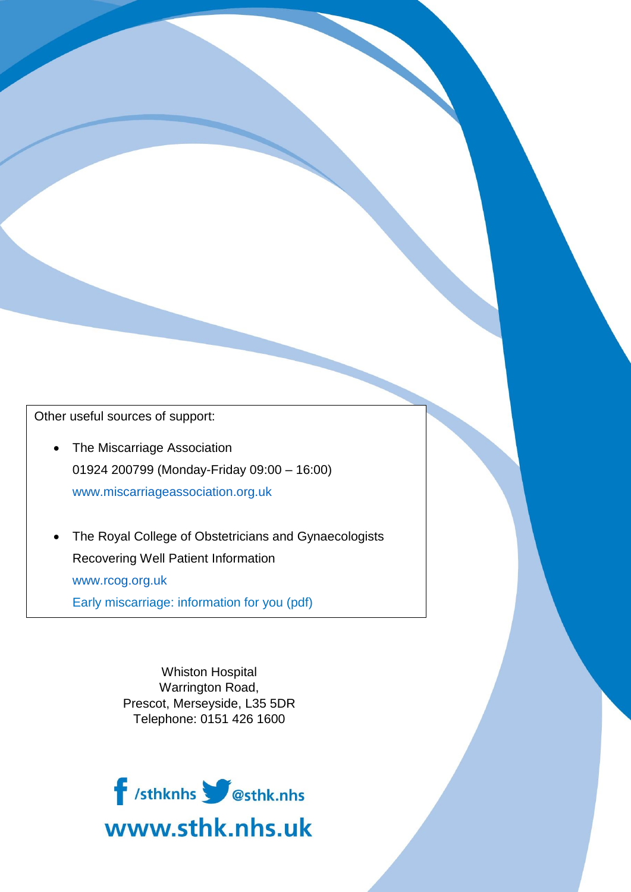Other useful sources of support:

- The Miscarriage Association
  01924 200799 (Monday-Friday 09:00 – 16:00)
  www.miscarriageassociation.org.uk

- The Royal College of Obstetricians and Gynaecologists
  Recovering Well Patient Information
  www.rcog.org.uk
  Early miscarriage: information for you (pdf)

Whiston Hospital
Warrington Road,
Prescot, Merseyside, L35 5DR
Telephone: 0151 426 1600

/sthknhs @sthk.nhs

www.sthk.nhs.uk